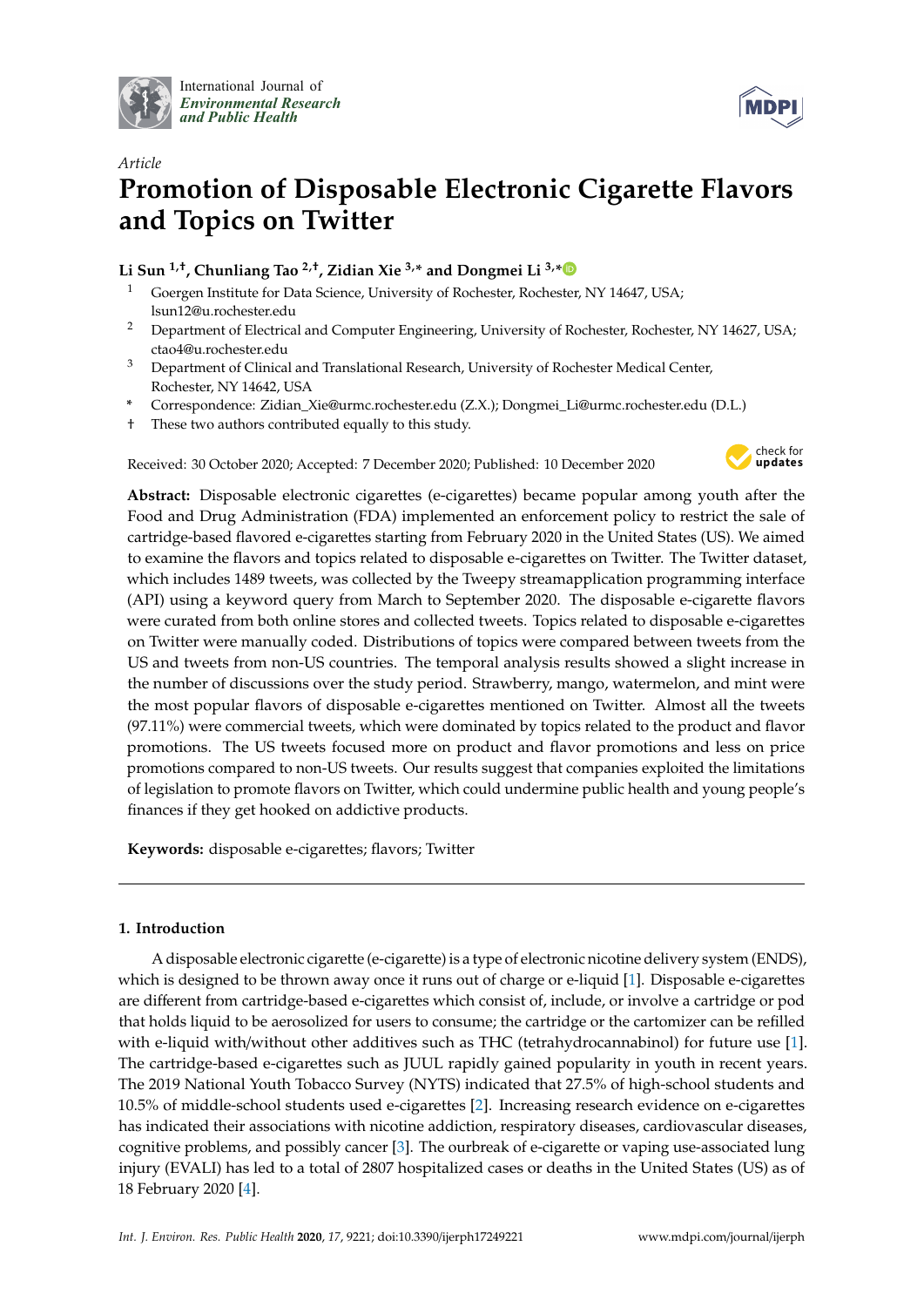International Journal of *Environmental Research and Public Health*

*Article*

# Promotion of Disposable Electronic Cigarette Flavors and Topics on Twitter

**Li Sun [1,†], Chunliang Tao [2,†], Zidian Xie [3,*] and Dongmei Li [3,*]**

1. Goergen Institute for Data Science, University of Rochester, Rochester, NY 14647, USA; lsun12@u.rochester.edu
2. Department of Electrical and Computer Engineering, University of Rochester, Rochester, NY 14627, USA; ctao4@u.rochester.edu
3. Department of Clinical and Translational Research, University of Rochester Medical Center, Rochester, NY 14642, USA

\* Correspondence: Zidian_Xie@urmc.rochester.edu (Z.X.); Dongmei_Li@urmc.rochester.edu (D.L.)

† These two authors contributed equally to this study.

Received: 30 October 2020; Accepted: 7 December 2020; Published: 10 December 2020

**Abstract:** Disposable electronic cigarettes (e-cigarettes) became popular among youth after the Food and Drug Administration (FDA) implemented an enforcement policy to restrict the sale of cartridge-based flavored e-cigarettes starting from February 2020 in the United States (US). We aimed to examine the flavors and topics related to disposable e-cigarettes on Twitter. The Twitter dataset, which includes 1489 tweets, was collected by the Tweepy streamapplication programming interface (API) using a keyword query from March to September 2020. The disposable e-cigarette flavors were curated from both online stores and collected tweets. Topics related to disposable e-cigarettes on Twitter were manually coded. Distributions of topics were compared between tweets from the US and tweets from non-US countries. The temporal analysis results showed a slight increase in the number of discussions over the study period. Strawberry, mango, watermelon, and mint were the most popular flavors of disposable e-cigarettes mentioned on Twitter. Almost all the tweets (97.11%) were commercial tweets, which were dominated by topics related to the product and flavor promotions. The US tweets focused more on product and flavor promotions and less on price promotions compared to non-US tweets. Our results suggest that companies exploited the limitations of legislation to promote flavors on Twitter, which could undermine public health and young people's finances if they get hooked on addictive products.

**Keywords:** disposable e-cigarettes; flavors; Twitter

## 1. Introduction

A disposable electronic cigarette (e-cigarette) is a type of electronic nicotine delivery system (ENDS), which is designed to be thrown away once it runs out of charge or e-liquid [1]. Disposable e-cigarettes are different from cartridge-based e-cigarettes which consist of, include, or involve a cartridge or pod that holds liquid to be aerosolized for users to consume; the cartridge or the cartomizer can be refilled with e-liquid with/without other additives such as THC (tetrahydrocannabinol) for future use [1]. The cartridge-based e-cigarettes such as JUUL rapidly gained popularity in youth in recent years. The 2019 National Youth Tobacco Survey (NYTS) indicated that 27.5% of high-school students and 10.5% of middle-school students used e-cigarettes [2]. Increasing research evidence on e-cigarettes has indicated their associations with nicotine addiction, respiratory diseases, cardiovascular diseases, cognitive problems, and possibly cancer [3]. The ourbreak of e-cigarette or vaping use-associated lung injury (EVALI) has led to a total of 2807 hospitalized cases or deaths in the United States (US) as of 18 February 2020 [4].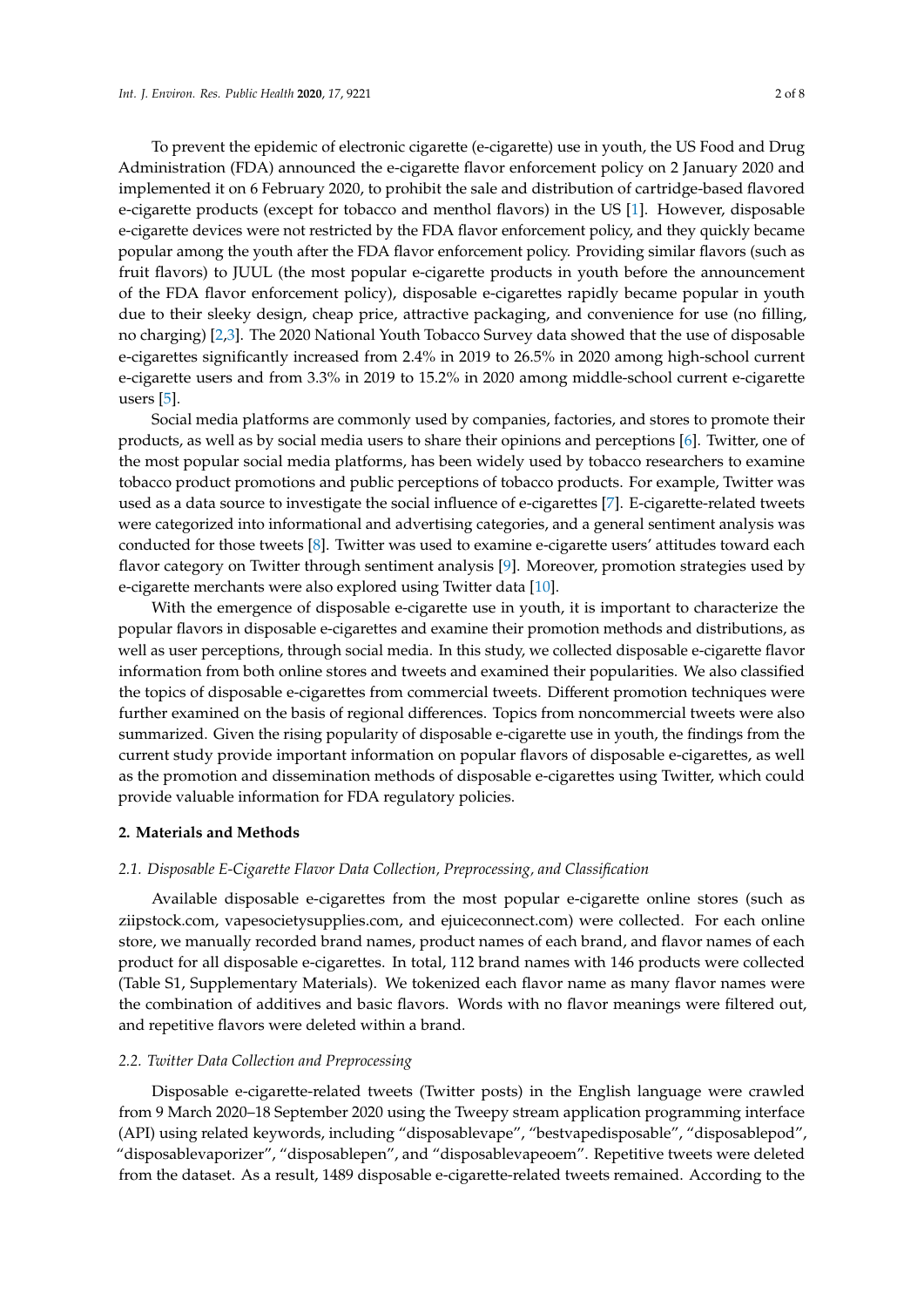To prevent the epidemic of electronic cigarette (e-cigarette) use in youth, the US Food and Drug Administration (FDA) announced the e-cigarette flavor enforcement policy on 2 January 2020 and implemented it on 6 February 2020, to prohibit the sale and distribution of cartridge-based flavored e-cigarette products (except for tobacco and menthol flavors) in the US [1]. However, disposable e-cigarette devices were not restricted by the FDA flavor enforcement policy, and they quickly became popular among the youth after the FDA flavor enforcement policy. Providing similar flavors (such as fruit flavors) to JUUL (the most popular e-cigarette products in youth before the announcement of the FDA flavor enforcement policy), disposable e-cigarettes rapidly became popular in youth due to their sleeky design, cheap price, attractive packaging, and convenience for use (no filling, no charging) [2,3]. The 2020 National Youth Tobacco Survey data showed that the use of disposable e-cigarettes significantly increased from 2.4% in 2019 to 26.5% in 2020 among high-school current e-cigarette users and from 3.3% in 2019 to 15.2% in 2020 among middle-school current e-cigarette users [5].

Social media platforms are commonly used by companies, factories, and stores to promote their products, as well as by social media users to share their opinions and perceptions [6]. Twitter, one of the most popular social media platforms, has been widely used by tobacco researchers to examine tobacco product promotions and public perceptions of tobacco products. For example, Twitter was used as a data source to investigate the social influence of e-cigarettes [7]. E-cigarette-related tweets were categorized into informational and advertising categories, and a general sentiment analysis was conducted for those tweets [8]. Twitter was used to examine e-cigarette users' attitudes toward each flavor category on Twitter through sentiment analysis [9]. Moreover, promotion strategies used by e-cigarette merchants were also explored using Twitter data [10].

With the emergence of disposable e-cigarette use in youth, it is important to characterize the popular flavors in disposable e-cigarettes and examine their promotion methods and distributions, as well as user perceptions, through social media. In this study, we collected disposable e-cigarette flavor information from both online stores and tweets and examined their popularities. We also classified the topics of disposable e-cigarettes from commercial tweets. Different promotion techniques were further examined on the basis of regional differences. Topics from noncommercial tweets were also summarized. Given the rising popularity of disposable e-cigarette use in youth, the findings from the current study provide important information on popular flavors of disposable e-cigarettes, as well as the promotion and dissemination methods of disposable e-cigarettes using Twitter, which could provide valuable information for FDA regulatory policies.

## 2. Materials and Methods

### 2.1. Disposable E-Cigarette Flavor Data Collection, Preprocessing, and Classification

Available disposable e-cigarettes from the most popular e-cigarette online stores (such as ziipstock.com, vapesocietysupplies.com, and ejuiceconnect.com) were collected. For each online store, we manually recorded brand names, product names of each brand, and flavor names of each product for all disposable e-cigarettes. In total, 112 brand names with 146 products were collected (Table S1, Supplementary Materials). We tokenized each flavor name as many flavor names were the combination of additives and basic flavors. Words with no flavor meanings were filtered out, and repetitive flavors were deleted within a brand.

### 2.2. Twitter Data Collection and Preprocessing

Disposable e-cigarette-related tweets (Twitter posts) in the English language were crawled from 9 March 2020–18 September 2020 using the Tweepy stream application programming interface (API) using related keywords, including "disposablevape", "bestvapedisposable", "disposablepod", "disposablevaporizer", "disposablepen", and "disposablevapeoem". Repetitive tweets were deleted from the dataset. As a result, 1489 disposable e-cigarette-related tweets remained. According to the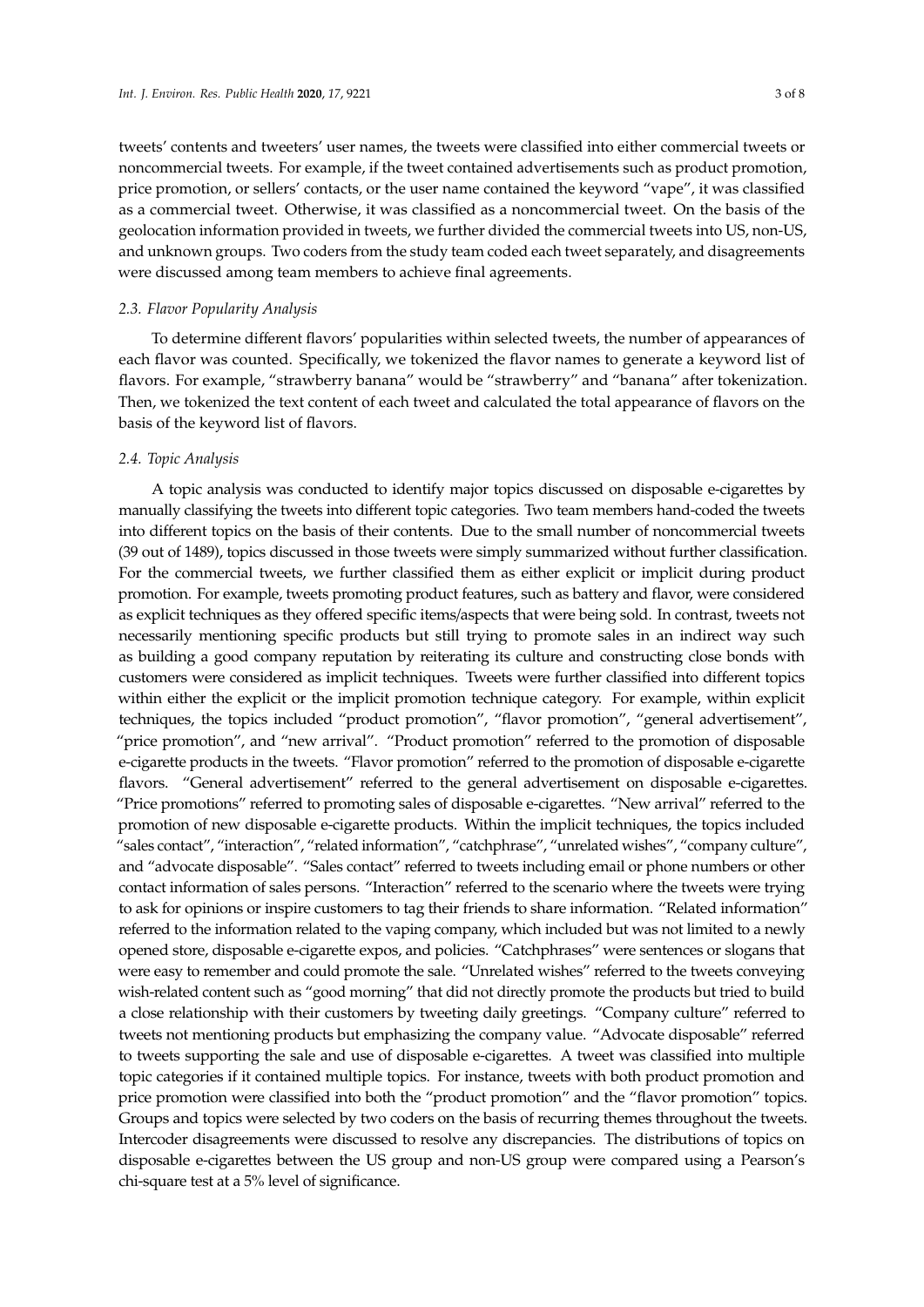tweets' contents and tweeters' user names, the tweets were classified into either commercial tweets or noncommercial tweets. For example, if the tweet contained advertisements such as product promotion, price promotion, or sellers' contacts, or the user name contained the keyword "vape", it was classified as a commercial tweet. Otherwise, it was classified as a noncommercial tweet. On the basis of the geolocation information provided in tweets, we further divided the commercial tweets into US, non-US, and unknown groups. Two coders from the study team coded each tweet separately, and disagreements were discussed among team members to achieve final agreements.

### 2.3. Flavor Popularity Analysis

To determine different flavors' popularities within selected tweets, the number of appearances of each flavor was counted. Specifically, we tokenized the flavor names to generate a keyword list of flavors. For example, "strawberry banana" would be "strawberry" and "banana" after tokenization. Then, we tokenized the text content of each tweet and calculated the total appearance of flavors on the basis of the keyword list of flavors.

### 2.4. Topic Analysis

A topic analysis was conducted to identify major topics discussed on disposable e-cigarettes by manually classifying the tweets into different topic categories. Two team members hand-coded the tweets into different topics on the basis of their contents. Due to the small number of noncommercial tweets (39 out of 1489), topics discussed in those tweets were simply summarized without further classification. For the commercial tweets, we further classified them as either explicit or implicit during product promotion. For example, tweets promoting product features, such as battery and flavor, were considered as explicit techniques as they offered specific items/aspects that were being sold. In contrast, tweets not necessarily mentioning specific products but still trying to promote sales in an indirect way such as building a good company reputation by reiterating its culture and constructing close bonds with customers were considered as implicit techniques. Tweets were further classified into different topics within either the explicit or the implicit promotion technique category. For example, within explicit techniques, the topics included "product promotion", "flavor promotion", "general advertisement", "price promotion", and "new arrival". "Product promotion" referred to the promotion of disposable e-cigarette products in the tweets. "Flavor promotion" referred to the promotion of disposable e-cigarette flavors. "General advertisement" referred to the general advertisement on disposable e-cigarettes. "Price promotions" referred to promoting sales of disposable e-cigarettes. "New arrival" referred to the promotion of new disposable e-cigarette products. Within the implicit techniques, the topics included "sales contact", "interaction", "related information", "catchphrase", "unrelated wishes", "company culture", and "advocate disposable". "Sales contact" referred to tweets including email or phone numbers or other contact information of sales persons. "Interaction" referred to the scenario where the tweets were trying to ask for opinions or inspire customers to tag their friends to share information. "Related information" referred to the information related to the vaping company, which included but was not limited to a newly opened store, disposable e-cigarette expos, and policies. "Catchphrases" were sentences or slogans that were easy to remember and could promote the sale. "Unrelated wishes" referred to the tweets conveying wish-related content such as "good morning" that did not directly promote the products but tried to build a close relationship with their customers by tweeting daily greetings. "Company culture" referred to tweets not mentioning products but emphasizing the company value. "Advocate disposable" referred to tweets supporting the sale and use of disposable e-cigarettes. A tweet was classified into multiple topic categories if it contained multiple topics. For instance, tweets with both product promotion and price promotion were classified into both the "product promotion" and the "flavor promotion" topics. Groups and topics were selected by two coders on the basis of recurring themes throughout the tweets. Intercoder disagreements were discussed to resolve any discrepancies. The distributions of topics on disposable e-cigarettes between the US group and non-US group were compared using a Pearson's chi-square test at a 5% level of significance.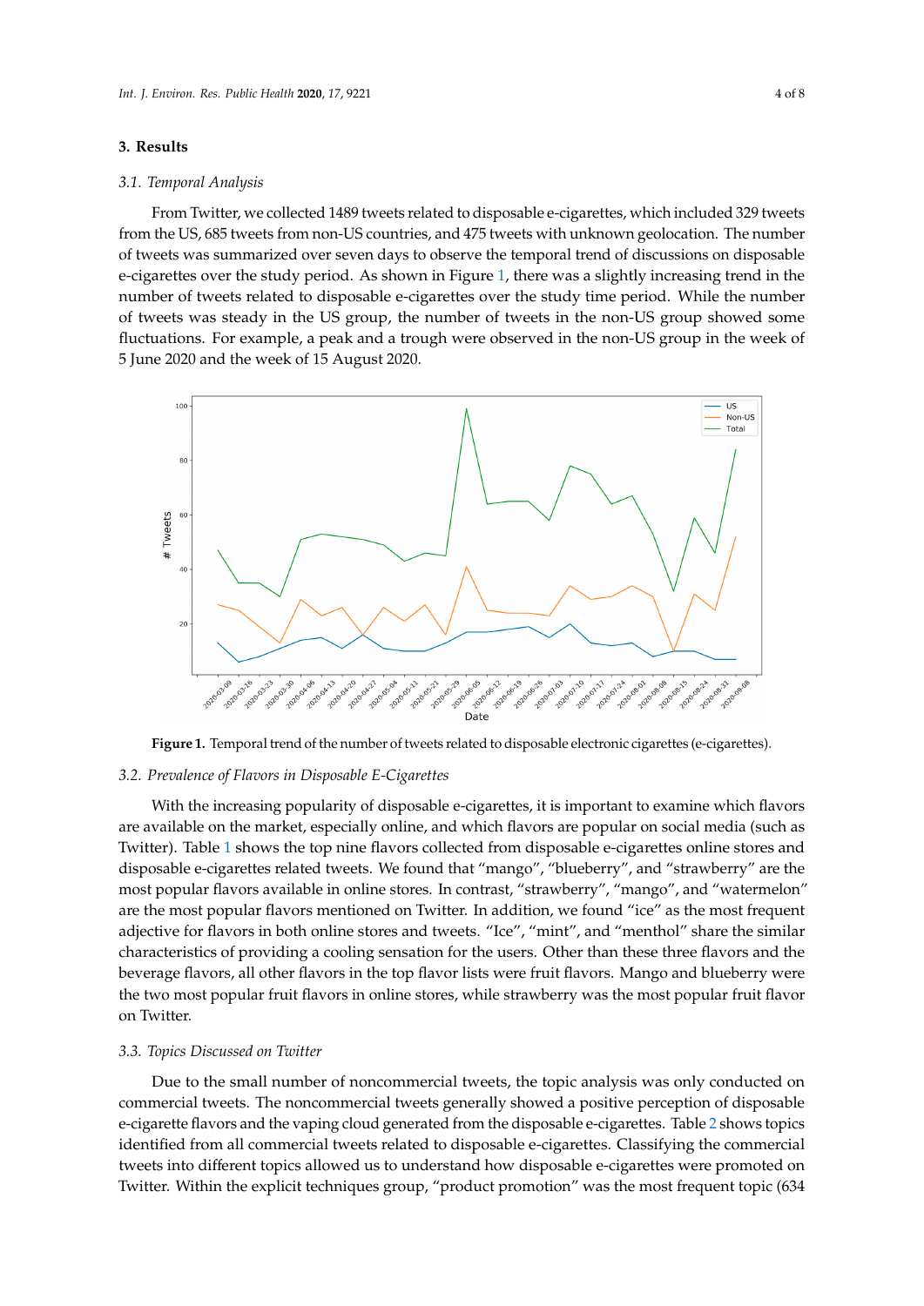## 3. Results

### 3.1. Temporal Analysis

From Twitter, we collected 1489 tweets related to disposable e-cigarettes, which included 329 tweets from the US, 685 tweets from non-US countries, and 475 tweets with unknown geolocation. The number of tweets was summarized over seven days to observe the temporal trend of discussions on disposable e-cigarettes over the study period. As shown in Figure 1, there was a slightly increasing trend in the number of tweets related to disposable e-cigarettes over the study time period. While the number of tweets was steady in the US group, the number of tweets in the non-US group showed some fluctuations. For example, a peak and a trough were observed in the non-US group in the week of 5 June 2020 and the week of 15 August 2020.

**Figure 1.** Temporal trend of the number of tweets related to disposable electronic cigarettes (e-cigarettes).

### 3.2. Prevalence of Flavors in Disposable E-Cigarettes

With the increasing popularity of disposable e-cigarettes, it is important to examine which flavors are available on the market, especially online, and which flavors are popular on social media (such as Twitter). Table 1 shows the top nine flavors collected from disposable e-cigarettes online stores and disposable e-cigarettes related tweets. We found that "mango", "blueberry", and "strawberry" are the most popular flavors available in online stores. In contrast, "strawberry", "mango", and "watermelon" are the most popular flavors mentioned on Twitter. In addition, we found "ice" as the most frequent adjective for flavors in both online stores and tweets. "Ice", "mint", and "menthol" share the similar characteristics of providing a cooling sensation for the users. Other than these three flavors and the beverage flavors, all other flavors in the top flavor lists were fruit flavors. Mango and blueberry were the two most popular fruit flavors in online stores, while strawberry was the most popular fruit flavor on Twitter.

### 3.3. Topics Discussed on Twitter

Due to the small number of noncommercial tweets, the topic analysis was only conducted on commercial tweets. The noncommercial tweets generally showed a positive perception of disposable e-cigarette flavors and the vaping cloud generated from the disposable e-cigarettes. Table 2 shows topics identified from all commercial tweets related to disposable e-cigarettes. Classifying the commercial tweets into different topics allowed us to understand how disposable e-cigarettes were promoted on Twitter. Within the explicit techniques group, "product promotion" was the most frequent topic (634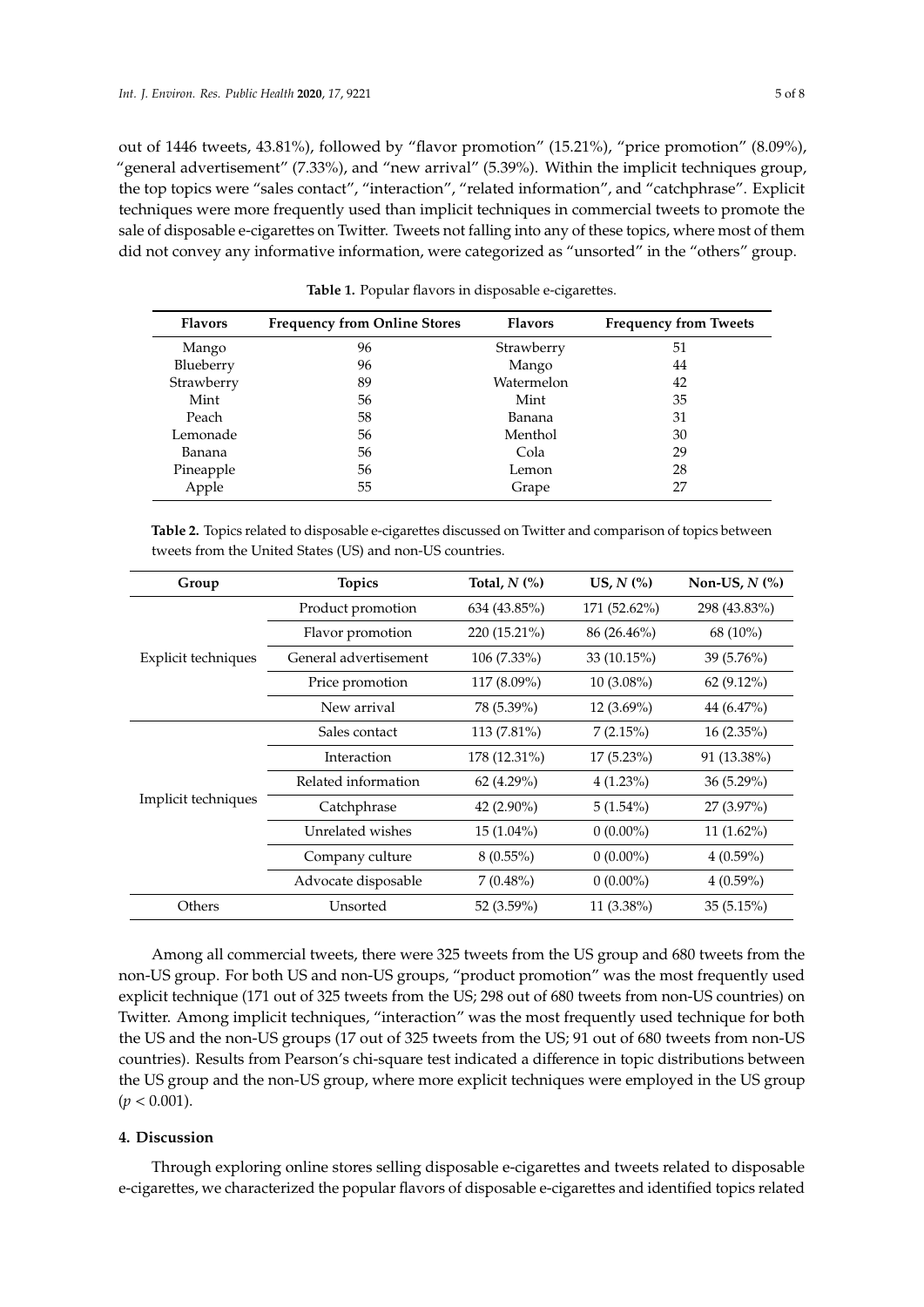out of 1446 tweets, 43.81%), followed by "flavor promotion" (15.21%), "price promotion" (8.09%), "general advertisement" (7.33%), and "new arrival" (5.39%). Within the implicit techniques group, the top topics were "sales contact", "interaction", "related information", and "catchphrase". Explicit techniques were more frequently used than implicit techniques in commercial tweets to promote the sale of disposable e-cigarettes on Twitter. Tweets not falling into any of these topics, where most of them did not convey any informative information, were categorized as "unsorted" in the "others" group.

**Table 1.** Popular flavors in disposable e-cigarettes.

| Flavors | Frequency from Online Stores | Flavors | Frequency from Tweets |
|---|---|---|---|
| Mango | 96 | Strawberry | 51 |
| Blueberry | 96 | Mango | 44 |
| Strawberry | 89 | Watermelon | 42 |
| Mint | 56 | Mint | 35 |
| Peach | 58 | Banana | 31 |
| Lemonade | 56 | Menthol | 30 |
| Banana | 56 | Cola | 29 |
| Pineapple | 56 | Lemon | 28 |
| Apple | 55 | Grape | 27 |

**Table 2.** Topics related to disposable e-cigarettes discussed on Twitter and comparison of topics between tweets from the United States (US) and non-US countries.

| Group | Topics | Total, $N$ (%) | US, $N$ (%) | Non-US, $N$ (%) |
|---|---|---|---|---|
| Explicit techniques | Product promotion | 634 (43.85%) | 171 (52.62%) | 298 (43.83%) |
| | Flavor promotion | 220 (15.21%) | 86 (26.46%) | 68 (10%) |
| | General advertisement | 106 (7.33%) | 33 (10.15%) | 39 (5.76%) |
| | Price promotion | 117 (8.09%) | 10 (3.08%) | 62 (9.12%) |
| | New arrival | 78 (5.39%) | 12 (3.69%) | 44 (6.47%) |
| Implicit techniques | Sales contact | 113 (7.81%) | 7 (2.15%) | 16 (2.35%) |
| | Interaction | 178 (12.31%) | 17 (5.23%) | 91 (13.38%) |
| | Related information | 62 (4.29%) | 4 (1.23%) | 36 (5.29%) |
| | Catchphrase | 42 (2.90%) | 5 (1.54%) | 27 (3.97%) |
| | Unrelated wishes | 15 (1.04%) | 0 (0.00%) | 11 (1.62%) |
| | Company culture | 8 (0.55%) | 0 (0.00%) | 4 (0.59%) |
| | Advocate disposable | 7 (0.48%) | 0 (0.00%) | 4 (0.59%) |
| Others | Unsorted | 52 (3.59%) | 11 (3.38%) | 35 (5.15%) |

Among all commercial tweets, there were 325 tweets from the US group and 680 tweets from the non-US group. For both US and non-US groups, "product promotion" was the most frequently used explicit technique (171 out of 325 tweets from the US; 298 out of 680 tweets from non-US countries) on Twitter. Among implicit techniques, "interaction" was the most frequently used technique for both the US and the non-US groups (17 out of 325 tweets from the US; 91 out of 680 tweets from non-US countries). Results from Pearson's chi-square test indicated a difference in topic distributions between the US group and the non-US group, where more explicit techniques were employed in the US group ($p < 0.001$).

## 4. Discussion

Through exploring online stores selling disposable e-cigarettes and tweets related to disposable e-cigarettes, we characterized the popular flavors of disposable e-cigarettes and identified topics related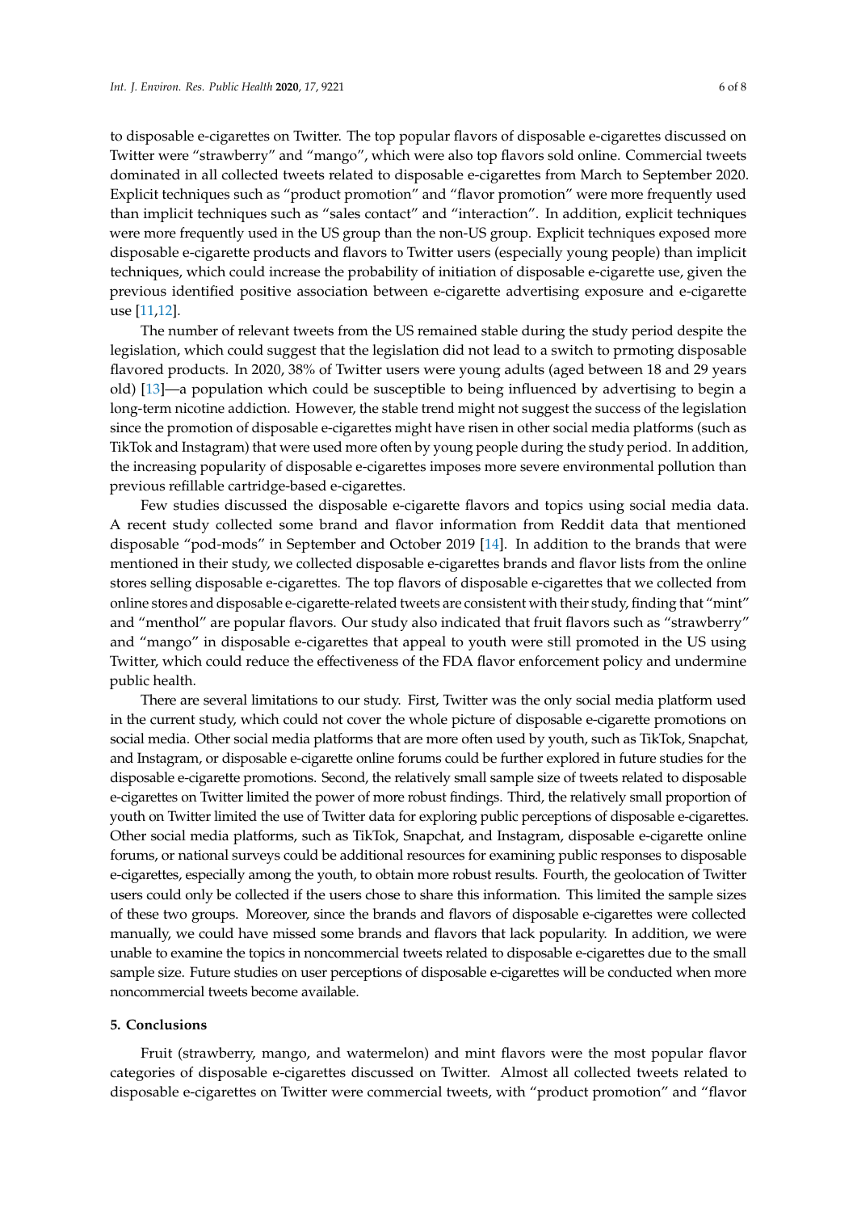to disposable e-cigarettes on Twitter. The top popular flavors of disposable e-cigarettes discussed on Twitter were "strawberry" and "mango", which were also top flavors sold online. Commercial tweets dominated in all collected tweets related to disposable e-cigarettes from March to September 2020. Explicit techniques such as "product promotion" and "flavor promotion" were more frequently used than implicit techniques such as "sales contact" and "interaction". In addition, explicit techniques were more frequently used in the US group than the non-US group. Explicit techniques exposed more disposable e-cigarette products and flavors to Twitter users (especially young people) than implicit techniques, which could increase the probability of initiation of disposable e-cigarette use, given the previous identified positive association between e-cigarette advertising exposure and e-cigarette use [11,12].

The number of relevant tweets from the US remained stable during the study period despite the legislation, which could suggest that the legislation did not lead to a switch to prmoting disposable flavored products. In 2020, 38% of Twitter users were young adults (aged between 18 and 29 years old) [13]—a population which could be susceptible to being influenced by advertising to begin a long-term nicotine addiction. However, the stable trend might not suggest the success of the legislation since the promotion of disposable e-cigarettes might have risen in other social media platforms (such as TikTok and Instagram) that were used more often by young people during the study period. In addition, the increasing popularity of disposable e-cigarettes imposes more severe environmental pollution than previous refillable cartridge-based e-cigarettes.

Few studies discussed the disposable e-cigarette flavors and topics using social media data. A recent study collected some brand and flavor information from Reddit data that mentioned disposable "pod-mods" in September and October 2019 [14]. In addition to the brands that were mentioned in their study, we collected disposable e-cigarettes brands and flavor lists from the online stores selling disposable e-cigarettes. The top flavors of disposable e-cigarettes that we collected from online stores and disposable e-cigarette-related tweets are consistent with their study, finding that "mint" and "menthol" are popular flavors. Our study also indicated that fruit flavors such as "strawberry" and "mango" in disposable e-cigarettes that appeal to youth were still promoted in the US using Twitter, which could reduce the effectiveness of the FDA flavor enforcement policy and undermine public health.

There are several limitations to our study. First, Twitter was the only social media platform used in the current study, which could not cover the whole picture of disposable e-cigarette promotions on social media. Other social media platforms that are more often used by youth, such as TikTok, Snapchat, and Instagram, or disposable e-cigarette online forums could be further explored in future studies for the disposable e-cigarette promotions. Second, the relatively small sample size of tweets related to disposable e-cigarettes on Twitter limited the power of more robust findings. Third, the relatively small proportion of youth on Twitter limited the use of Twitter data for exploring public perceptions of disposable e-cigarettes. Other social media platforms, such as TikTok, Snapchat, and Instagram, disposable e-cigarette online forums, or national surveys could be additional resources for examining public responses to disposable e-cigarettes, especially among the youth, to obtain more robust results. Fourth, the geolocation of Twitter users could only be collected if the users chose to share this information. This limited the sample sizes of these two groups. Moreover, since the brands and flavors of disposable e-cigarettes were collected manually, we could have missed some brands and flavors that lack popularity. In addition, we were unable to examine the topics in noncommercial tweets related to disposable e-cigarettes due to the small sample size. Future studies on user perceptions of disposable e-cigarettes will be conducted when more noncommercial tweets become available.

## 5. Conclusions

Fruit (strawberry, mango, and watermelon) and mint flavors were the most popular flavor categories of disposable e-cigarettes discussed on Twitter. Almost all collected tweets related to disposable e-cigarettes on Twitter were commercial tweets, with "product promotion" and "flavor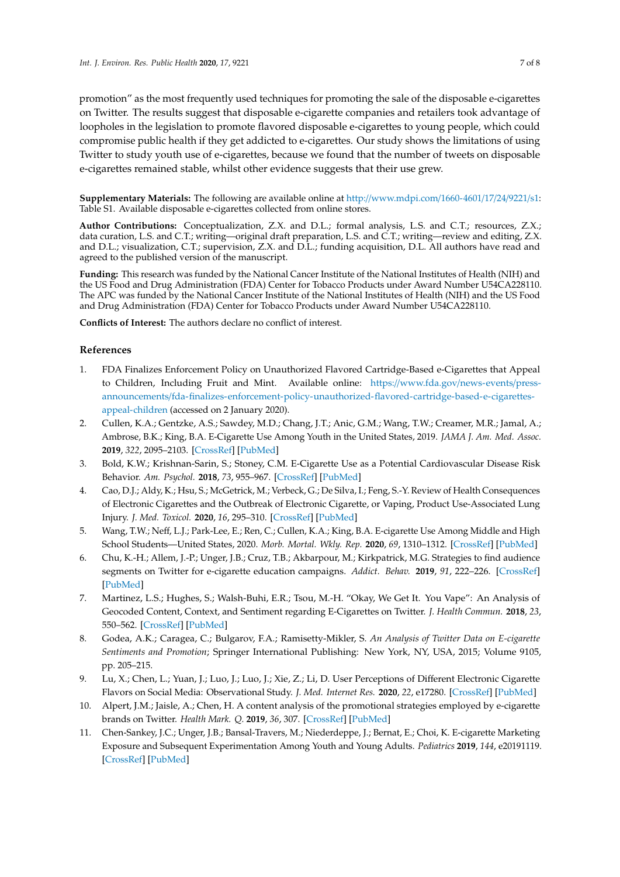promotion" as the most frequently used techniques for promoting the sale of the disposable e-cigarettes on Twitter. The results suggest that disposable e-cigarette companies and retailers took advantage of loopholes in the legislation to promote flavored disposable e-cigarettes to young people, which could compromise public health if they get addicted to e-cigarettes. Our study shows the limitations of using Twitter to study youth use of e-cigarettes, because we found that the number of tweets on disposable e-cigarettes remained stable, whilst other evidence suggests that their use grew.

**Supplementary Materials:** The following are available online at http://www.mdpi.com/1660-4601/17/24/9221/s1: Table S1. Available disposable e-cigarettes collected from online stores.

**Author Contributions:** Conceptualization, Z.X. and D.L.; formal analysis, L.S. and C.T.; resources, Z.X.; data curation, L.S. and C.T.; writing—original draft preparation, L.S. and C.T.; writing—review and editing, Z.X. and D.L.; visualization, C.T.; supervision, Z.X. and D.L.; funding acquisition, D.L. All authors have read and agreed to the published version of the manuscript.

**Funding:** This research was funded by the National Cancer Institute of the National Institutes of Health (NIH) and the US Food and Drug Administration (FDA) Center for Tobacco Products under Award Number U54CA228110. The APC was funded by the National Cancer Institute of the National Institutes of Health (NIH) and the US Food and Drug Administration (FDA) Center for Tobacco Products under Award Number U54CA228110.

**Conflicts of Interest:** The authors declare no conflict of interest.

## References

1. FDA Finalizes Enforcement Policy on Unauthorized Flavored Cartridge-Based e-Cigarettes that Appeal to Children, Including Fruit and Mint. Available online: https://www.fda.gov/news-events/press-announcements/fda-finalizes-enforcement-policy-unauthorized-flavored-cartridge-based-e-cigarettes-appeal-children (accessed on 2 January 2020).
2. Cullen, K.A.; Gentzke, A.S.; Sawdey, M.D.; Chang, J.T.; Anic, G.M.; Wang, T.W.; Creamer, M.R.; Jamal, A.; Ambrose, B.K.; King, B.A. E-Cigarette Use Among Youth in the United States, 2019. *JAMA J. Am. Med. Assoc.* **2019**, *322*, 2095–2103. [CrossRef] [PubMed]
3. Bold, K.W.; Krishnan-Sarin, S.; Stoney, C.M. E-Cigarette Use as a Potential Cardiovascular Disease Risk Behavior. *Am. Psychol.* **2018**, *73*, 955–967. [CrossRef] [PubMed]
4. Cao, D.J.; Aldy, K.; Hsu, S.; McGetrick, M.; Verbeck, G.; De Silva, I.; Feng, S.-Y. Review of Health Consequences of Electronic Cigarettes and the Outbreak of Electronic Cigarette, or Vaping, Product Use-Associated Lung Injury. *J. Med. Toxicol.* **2020**, *16*, 295–310. [CrossRef] [PubMed]
5. Wang, T.W.; Neff, L.J.; Park-Lee, E.; Ren, C.; Cullen, K.A.; King, B.A. E-cigarette Use Among Middle and High School Students—United States, 2020. *Morb. Mortal. Wkly. Rep.* **2020**, *69*, 1310–1312. [CrossRef] [PubMed]
6. Chu, K.-H.; Allem, J.-P.; Unger, J.B.; Cruz, T.B.; Akbarpour, M.; Kirkpatrick, M.G. Strategies to find audience segments on Twitter for e-cigarette education campaigns. *Addict. Behav.* **2019**, *91*, 222–226. [CrossRef] [PubMed]
7. Martinez, L.S.; Hughes, S.; Walsh-Buhi, E.R.; Tsou, M.-H. "Okay, We Get It. You Vape": An Analysis of Geocoded Content, Context, and Sentiment regarding E-Cigarettes on Twitter. *J. Health Commun.* **2018**, *23*, 550–562. [CrossRef] [PubMed]
8. Godea, A.K.; Caragea, C.; Bulgarov, F.A.; Ramisetty-Mikler, S. *An Analysis of Twitter Data on E-cigarette Sentiments and Promotion*; Springer International Publishing: New York, NY, USA, 2015; Volume 9105, pp. 205–215.
9. Lu, X.; Chen, L.; Yuan, J.; Luo, J.; Luo, J.; Xie, Z.; Li, D. User Perceptions of Different Electronic Cigarette Flavors on Social Media: Observational Study. *J. Med. Internet Res.* **2020**, *22*, e17280. [CrossRef] [PubMed]
10. Alpert, J.M.; Jaisle, A.; Chen, H. A content analysis of the promotional strategies employed by e-cigarette brands on Twitter. *Health Mark. Q.* **2019**, *36*, 307. [CrossRef] [PubMed]
11. Chen-Sankey, J.C.; Unger, J.B.; Bansal-Travers, M.; Niederdeppe, J.; Bernat, E.; Choi, K. E-cigarette Marketing Exposure and Subsequent Experimentation Among Youth and Young Adults. *Pediatrics* **2019**, *144*, e20191119. [CrossRef] [PubMed]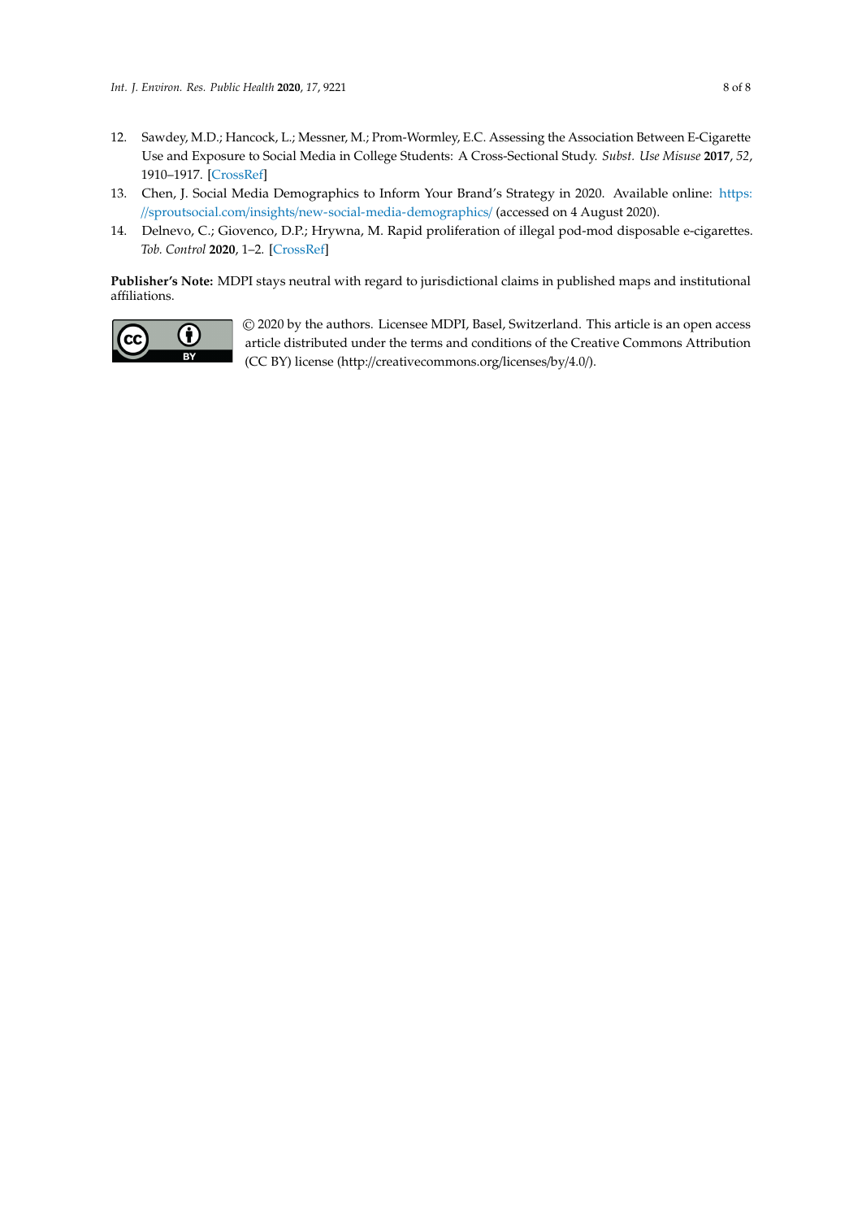12. Sawdey, M.D.; Hancock, L.; Messner, M.; Prom-Wormley, E.C. Assessing the Association Between E-Cigarette Use and Exposure to Social Media in College Students: A Cross-Sectional Study. *Subst. Use Misuse* **2017**, *52*, 1910–1917. [CrossRef]
13. Chen, J. Social Media Demographics to Inform Your Brand's Strategy in 2020. Available online: https://sproutsocial.com/insights/new-social-media-demographics/ (accessed on 4 August 2020).
14. Delnevo, C.; Giovenco, D.P.; Hrywna, M. Rapid proliferation of illegal pod-mod disposable e-cigarettes. *Tob. Control* **2020**, 1–2. [CrossRef]

**Publisher's Note:** MDPI stays neutral with regard to jurisdictional claims in published maps and institutional affiliations.

© 2020 by the authors. Licensee MDPI, Basel, Switzerland. This article is an open access article distributed under the terms and conditions of the Creative Commons Attribution (CC BY) license (http://creativecommons.org/licenses/by/4.0/).